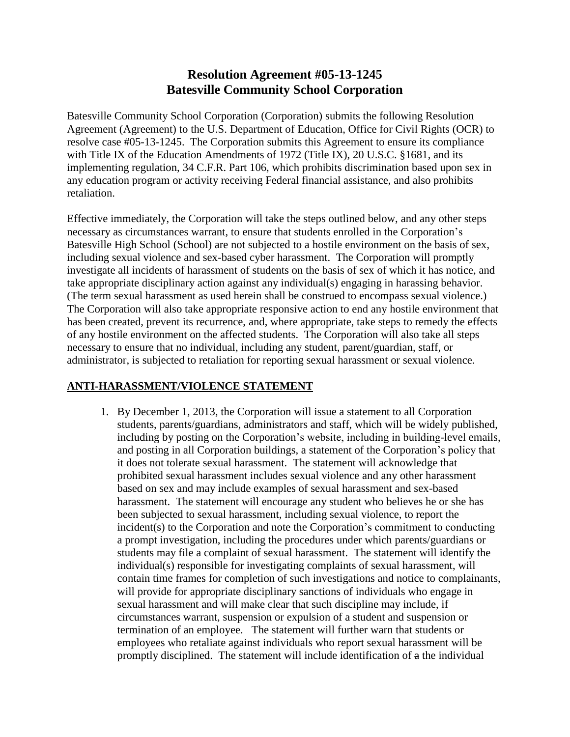# Resolution Agreement #05-13-1245
# Batesville Community School Corporation

Batesville Community School Corporation (Corporation) submits the following Resolution Agreement (Agreement) to the U.S. Department of Education, Office for Civil Rights (OCR) to resolve case #05-13-1245. The Corporation submits this Agreement to ensure its compliance with Title IX of the Education Amendments of 1972 (Title IX), 20 U.S.C. §1681, and its implementing regulation, 34 C.F.R. Part 106, which prohibits discrimination based upon sex in any education program or activity receiving Federal financial assistance, and also prohibits retaliation.

Effective immediately, the Corporation will take the steps outlined below, and any other steps necessary as circumstances warrant, to ensure that students enrolled in the Corporation's Batesville High School (School) are not subjected to a hostile environment on the basis of sex, including sexual violence and sex-based cyber harassment. The Corporation will promptly investigate all incidents of harassment of students on the basis of sex of which it has notice, and take appropriate disciplinary action against any individual(s) engaging in harassing behavior. (The term sexual harassment as used herein shall be construed to encompass sexual violence.) The Corporation will also take appropriate responsive action to end any hostile environment that has been created, prevent its recurrence, and, where appropriate, take steps to remedy the effects of any hostile environment on the affected students. The Corporation will also take all steps necessary to ensure that no individual, including any student, parent/guardian, staff, or administrator, is subjected to retaliation for reporting sexual harassment or sexual violence.

## ANTI-HARASSMENT/VIOLENCE STATEMENT

1. By December 1, 2013, the Corporation will issue a statement to all Corporation students, parents/guardians, administrators and staff, which will be widely published, including by posting on the Corporation's website, including in building-level emails, and posting in all Corporation buildings, a statement of the Corporation's policy that it does not tolerate sexual harassment. The statement will acknowledge that prohibited sexual harassment includes sexual violence and any other harassment based on sex and may include examples of sexual harassment and sex-based harassment. The statement will encourage any student who believes he or she has been subjected to sexual harassment, including sexual violence, to report the incident(s) to the Corporation and note the Corporation's commitment to conducting a prompt investigation, including the procedures under which parents/guardians or students may file a complaint of sexual harassment. The statement will identify the individual(s) responsible for investigating complaints of sexual harassment, will contain time frames for completion of such investigations and notice to complainants, will provide for appropriate disciplinary sanctions of individuals who engage in sexual harassment and will make clear that such discipline may include, if circumstances warrant, suspension or expulsion of a student and suspension or termination of an employee. The statement will further warn that students or employees who retaliate against individuals who report sexual harassment will be promptly disciplined. The statement will include identification of ~~a~~ the individual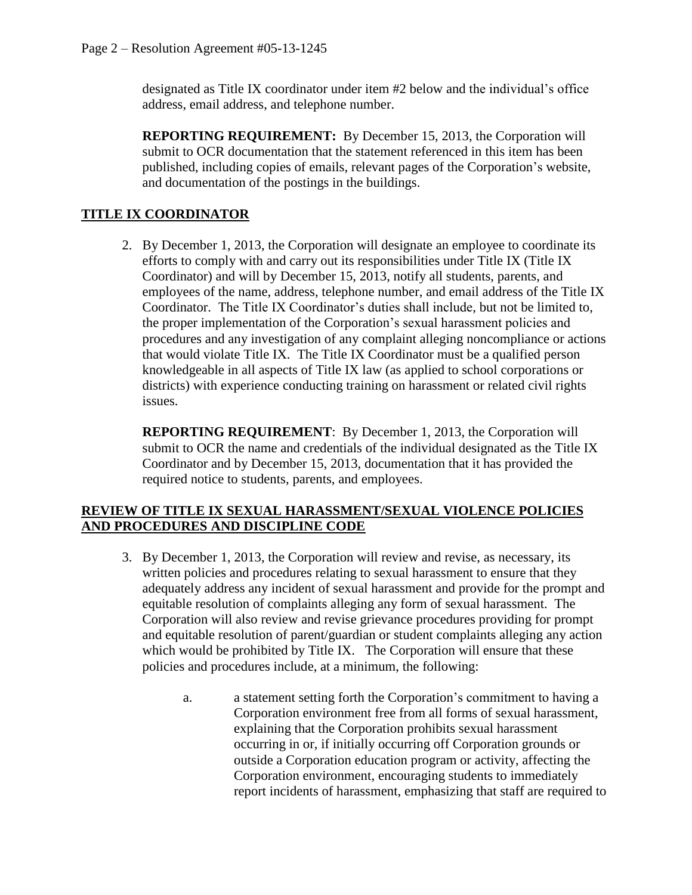designated as Title IX coordinator under item #2 below and the individual's office address, email address, and telephone number.

**REPORTING REQUIREMENT:** By December 15, 2013, the Corporation will submit to OCR documentation that the statement referenced in this item has been published, including copies of emails, relevant pages of the Corporation's website, and documentation of the postings in the buildings.

## TITLE IX COORDINATOR

2. By December 1, 2013, the Corporation will designate an employee to coordinate its efforts to comply with and carry out its responsibilities under Title IX (Title IX Coordinator) and will by December 15, 2013, notify all students, parents, and employees of the name, address, telephone number, and email address of the Title IX Coordinator. The Title IX Coordinator's duties shall include, but not be limited to, the proper implementation of the Corporation's sexual harassment policies and procedures and any investigation of any complaint alleging noncompliance or actions that would violate Title IX. The Title IX Coordinator must be a qualified person knowledgeable in all aspects of Title IX law (as applied to school corporations or districts) with experience conducting training on harassment or related civil rights issues.

   **REPORTING REQUIREMENT**: By December 1, 2013, the Corporation will submit to OCR the name and credentials of the individual designated as the Title IX Coordinator and by December 15, 2013, documentation that it has provided the required notice to students, parents, and employees.

## REVIEW OF TITLE IX SEXUAL HARASSMENT/SEXUAL VIOLENCE POLICIES AND PROCEDURES AND DISCIPLINE CODE

3. By December 1, 2013, the Corporation will review and revise, as necessary, its written policies and procedures relating to sexual harassment to ensure that they adequately address any incident of sexual harassment and provide for the prompt and equitable resolution of complaints alleging any form of sexual harassment. The Corporation will also review and revise grievance procedures providing for prompt and equitable resolution of parent/guardian or student complaints alleging any action which would be prohibited by Title IX. The Corporation will ensure that these policies and procedures include, at a minimum, the following:

   a. a statement setting forth the Corporation's commitment to having a Corporation environment free from all forms of sexual harassment, explaining that the Corporation prohibits sexual harassment occurring in or, if initially occurring off Corporation grounds or outside a Corporation education program or activity, affecting the Corporation environment, encouraging students to immediately report incidents of harassment, emphasizing that staff are required to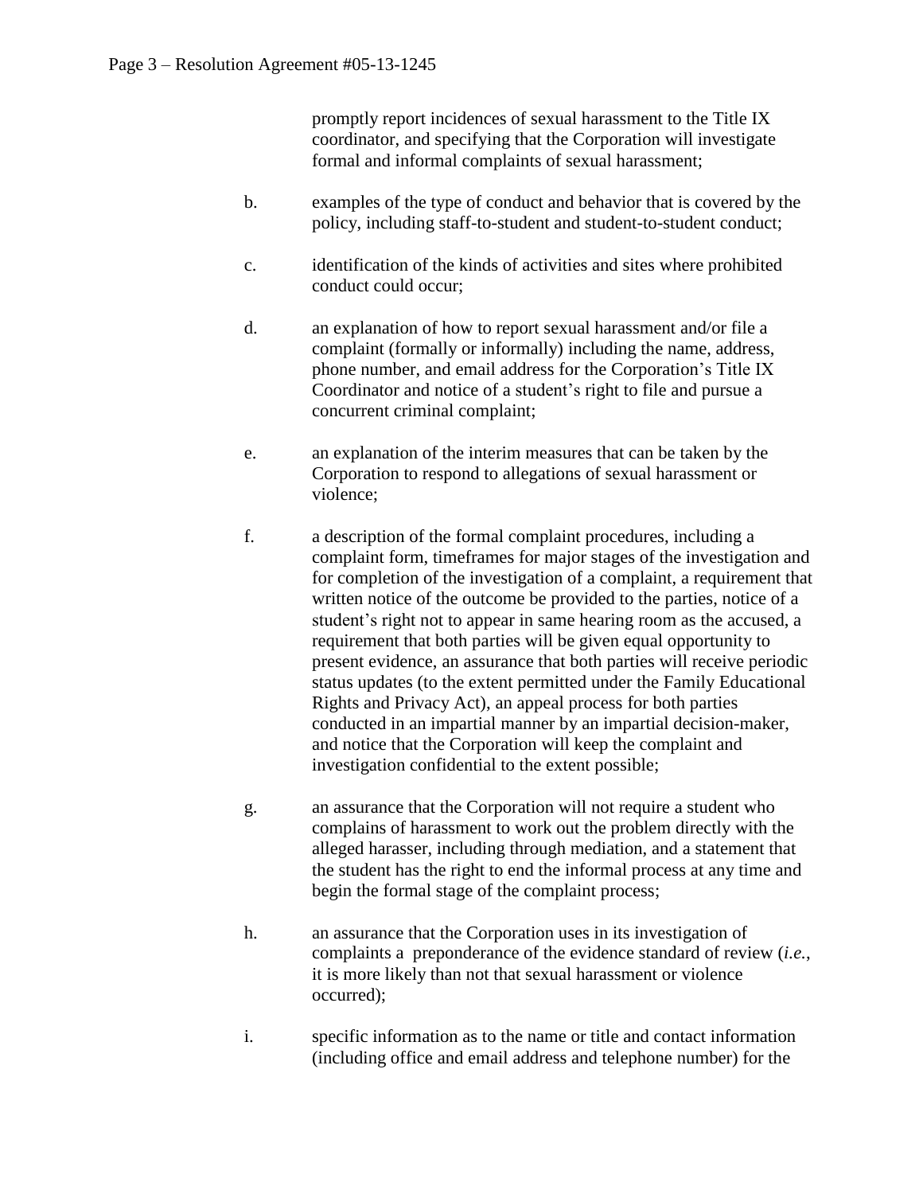promptly report incidences of sexual harassment to the Title IX coordinator, and specifying that the Corporation will investigate formal and informal complaints of sexual harassment;

b. examples of the type of conduct and behavior that is covered by the policy, including staff-to-student and student-to-student conduct;

c. identification of the kinds of activities and sites where prohibited conduct could occur;

d. an explanation of how to report sexual harassment and/or file a complaint (formally or informally) including the name, address, phone number, and email address for the Corporation's Title IX Coordinator and notice of a student's right to file and pursue a concurrent criminal complaint;

e. an explanation of the interim measures that can be taken by the Corporation to respond to allegations of sexual harassment or violence;

f. a description of the formal complaint procedures, including a complaint form, timeframes for major stages of the investigation and for completion of the investigation of a complaint, a requirement that written notice of the outcome be provided to the parties, notice of a student's right not to appear in same hearing room as the accused, a requirement that both parties will be given equal opportunity to present evidence, an assurance that both parties will receive periodic status updates (to the extent permitted under the Family Educational Rights and Privacy Act), an appeal process for both parties conducted in an impartial manner by an impartial decision-maker, and notice that the Corporation will keep the complaint and investigation confidential to the extent possible;

g. an assurance that the Corporation will not require a student who complains of harassment to work out the problem directly with the alleged harasser, including through mediation, and a statement that the student has the right to end the informal process at any time and begin the formal stage of the complaint process;

h. an assurance that the Corporation uses in its investigation of complaints a preponderance of the evidence standard of review (*i.e.*, it is more likely than not that sexual harassment or violence occurred);

i. specific information as to the name or title and contact information (including office and email address and telephone number) for the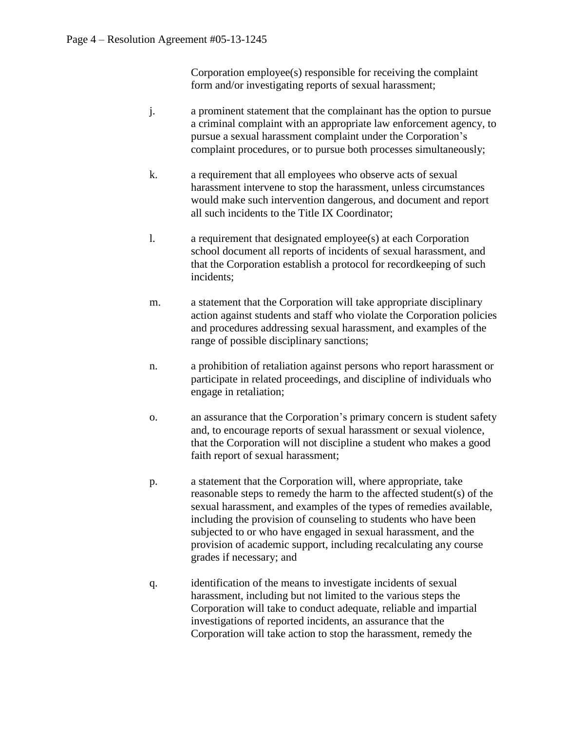Corporation employee(s) responsible for receiving the complaint form and/or investigating reports of sexual harassment;

j. a prominent statement that the complainant has the option to pursue a criminal complaint with an appropriate law enforcement agency, to pursue a sexual harassment complaint under the Corporation's complaint procedures, or to pursue both processes simultaneously;

k. a requirement that all employees who observe acts of sexual harassment intervene to stop the harassment, unless circumstances would make such intervention dangerous, and document and report all such incidents to the Title IX Coordinator;

l. a requirement that designated employee(s) at each Corporation school document all reports of incidents of sexual harassment, and that the Corporation establish a protocol for recordkeeping of such incidents;

m. a statement that the Corporation will take appropriate disciplinary action against students and staff who violate the Corporation policies and procedures addressing sexual harassment, and examples of the range of possible disciplinary sanctions;

n. a prohibition of retaliation against persons who report harassment or participate in related proceedings, and discipline of individuals who engage in retaliation;

o. an assurance that the Corporation's primary concern is student safety and, to encourage reports of sexual harassment or sexual violence, that the Corporation will not discipline a student who makes a good faith report of sexual harassment;

p. a statement that the Corporation will, where appropriate, take reasonable steps to remedy the harm to the affected student(s) of the sexual harassment, and examples of the types of remedies available, including the provision of counseling to students who have been subjected to or who have engaged in sexual harassment, and the provision of academic support, including recalculating any course grades if necessary; and

q. identification of the means to investigate incidents of sexual harassment, including but not limited to the various steps the Corporation will take to conduct adequate, reliable and impartial investigations of reported incidents, an assurance that the Corporation will take action to stop the harassment, remedy the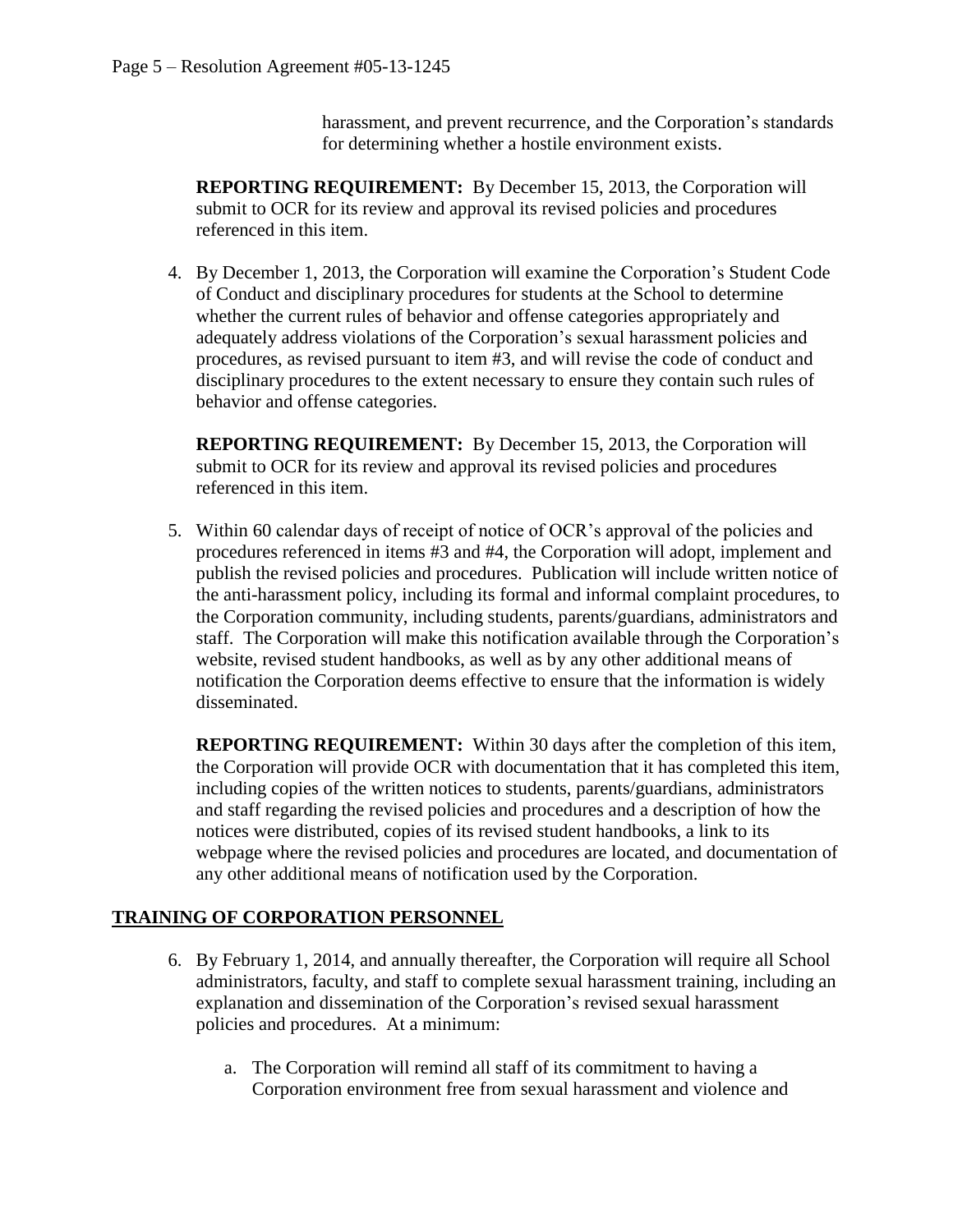harassment, and prevent recurrence, and the Corporation's standards for determining whether a hostile environment exists.

**REPORTING REQUIREMENT:** By December 15, 2013, the Corporation will submit to OCR for its review and approval its revised policies and procedures referenced in this item.

4. By December 1, 2013, the Corporation will examine the Corporation's Student Code of Conduct and disciplinary procedures for students at the School to determine whether the current rules of behavior and offense categories appropriately and adequately address violations of the Corporation's sexual harassment policies and procedures, as revised pursuant to item #3, and will revise the code of conduct and disciplinary procedures to the extent necessary to ensure they contain such rules of behavior and offense categories.

   **REPORTING REQUIREMENT:** By December 15, 2013, the Corporation will submit to OCR for its review and approval its revised policies and procedures referenced in this item.

5. Within 60 calendar days of receipt of notice of OCR's approval of the policies and procedures referenced in items #3 and #4, the Corporation will adopt, implement and publish the revised policies and procedures. Publication will include written notice of the anti-harassment policy, including its formal and informal complaint procedures, to the Corporation community, including students, parents/guardians, administrators and staff. The Corporation will make this notification available through the Corporation's website, revised student handbooks, as well as by any other additional means of notification the Corporation deems effective to ensure that the information is widely disseminated.

   **REPORTING REQUIREMENT:** Within 30 days after the completion of this item, the Corporation will provide OCR with documentation that it has completed this item, including copies of the written notices to students, parents/guardians, administrators and staff regarding the revised policies and procedures and a description of how the notices were distributed, copies of its revised student handbooks, a link to its webpage where the revised policies and procedures are located, and documentation of any other additional means of notification used by the Corporation.

## TRAINING OF CORPORATION PERSONNEL

6. By February 1, 2014, and annually thereafter, the Corporation will require all School administrators, faculty, and staff to complete sexual harassment training, including an explanation and dissemination of the Corporation's revised sexual harassment policies and procedures. At a minimum:

   a. The Corporation will remind all staff of its commitment to having a Corporation environment free from sexual harassment and violence and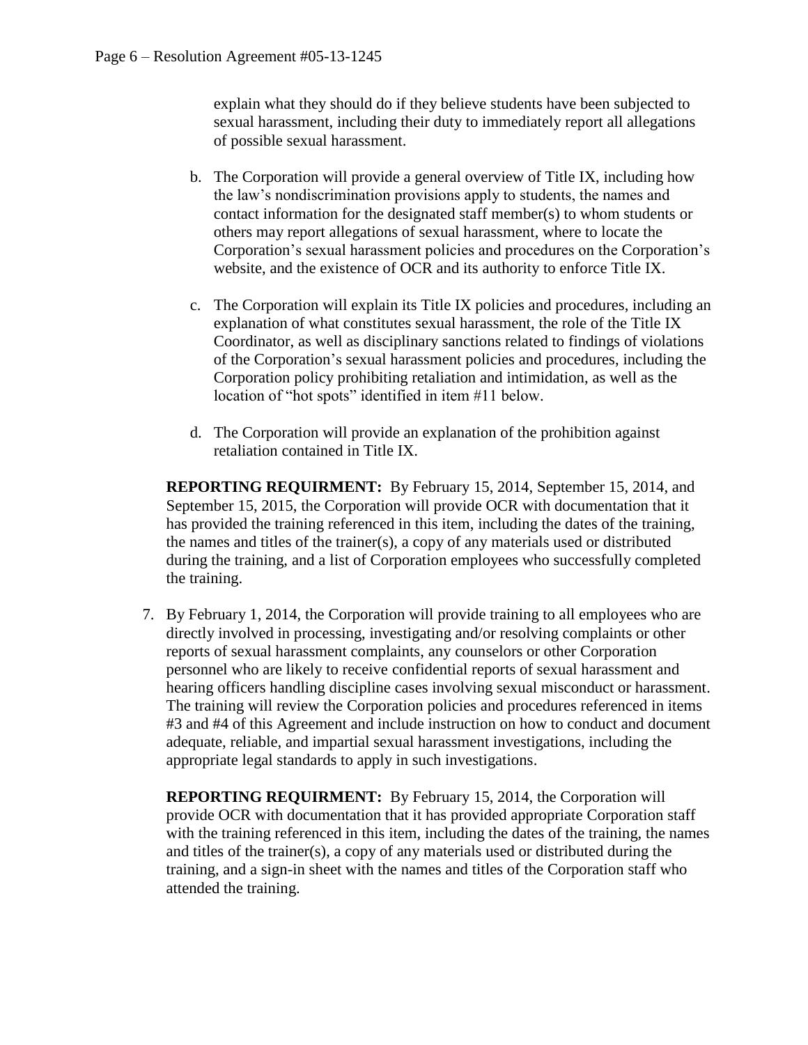explain what they should do if they believe students have been subjected to sexual harassment, including their duty to immediately report all allegations of possible sexual harassment.

b. The Corporation will provide a general overview of Title IX, including how the law's nondiscrimination provisions apply to students, the names and contact information for the designated staff member(s) to whom students or others may report allegations of sexual harassment, where to locate the Corporation's sexual harassment policies and procedures on the Corporation's website, and the existence of OCR and its authority to enforce Title IX.

c. The Corporation will explain its Title IX policies and procedures, including an explanation of what constitutes sexual harassment, the role of the Title IX Coordinator, as well as disciplinary sanctions related to findings of violations of the Corporation's sexual harassment policies and procedures, including the Corporation policy prohibiting retaliation and intimidation, as well as the location of "hot spots" identified in item #11 below.

d. The Corporation will provide an explanation of the prohibition against retaliation contained in Title IX.

**REPORTING REQUIRMENT:** By February 15, 2014, September 15, 2014, and September 15, 2015, the Corporation will provide OCR with documentation that it has provided the training referenced in this item, including the dates of the training, the names and titles of the trainer(s), a copy of any materials used or distributed during the training, and a list of Corporation employees who successfully completed the training.

7. By February 1, 2014, the Corporation will provide training to all employees who are directly involved in processing, investigating and/or resolving complaints or other reports of sexual harassment complaints, any counselors or other Corporation personnel who are likely to receive confidential reports of sexual harassment and hearing officers handling discipline cases involving sexual misconduct or harassment. The training will review the Corporation policies and procedures referenced in items #3 and #4 of this Agreement and include instruction on how to conduct and document adequate, reliable, and impartial sexual harassment investigations, including the appropriate legal standards to apply in such investigations.

   **REPORTING REQUIRMENT:** By February 15, 2014, the Corporation will provide OCR with documentation that it has provided appropriate Corporation staff with the training referenced in this item, including the dates of the training, the names and titles of the trainer(s), a copy of any materials used or distributed during the training, and a sign-in sheet with the names and titles of the Corporation staff who attended the training.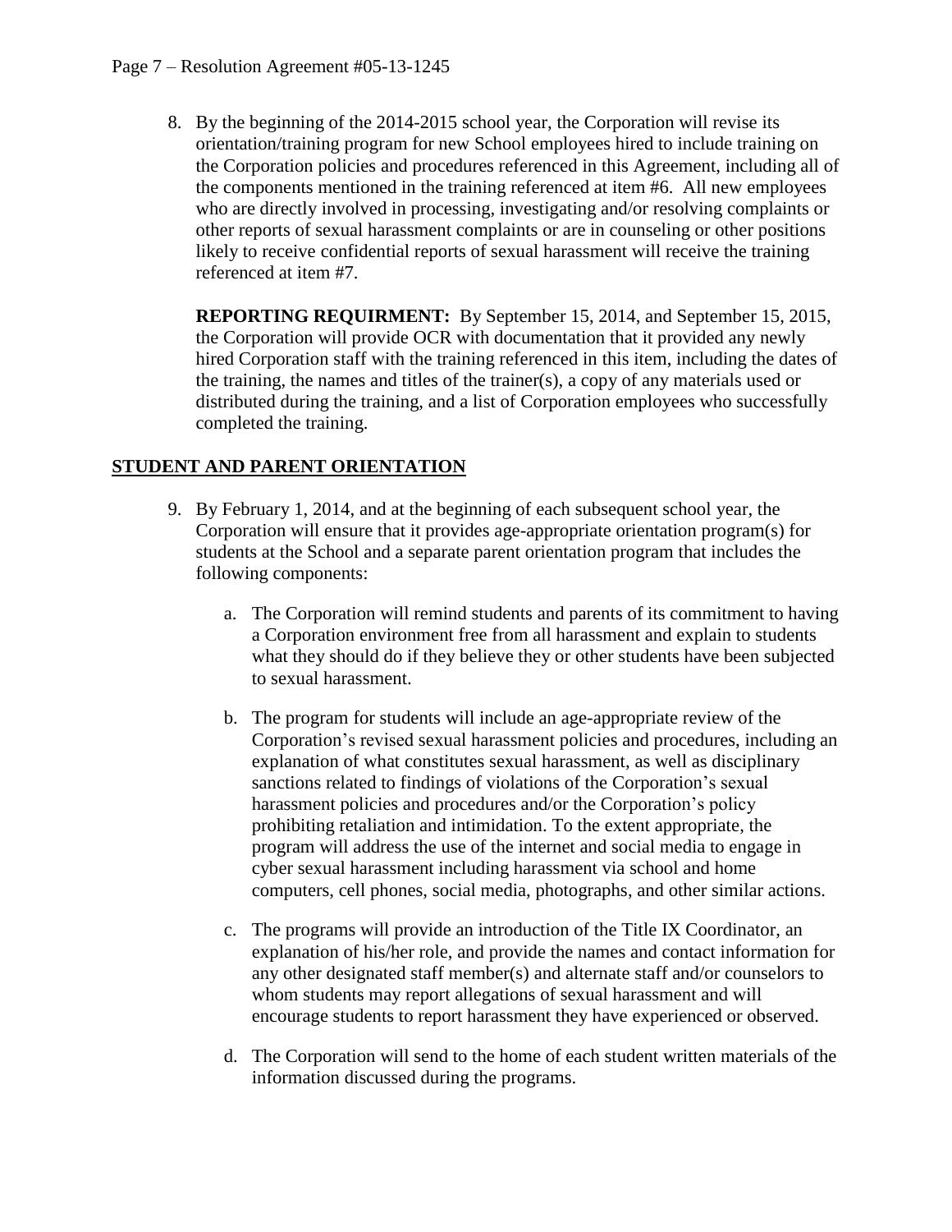8. By the beginning of the 2014-2015 school year, the Corporation will revise its orientation/training program for new School employees hired to include training on the Corporation policies and procedures referenced in this Agreement, including all of the components mentioned in the training referenced at item #6. All new employees who are directly involved in processing, investigating and/or resolving complaints or other reports of sexual harassment complaints or are in counseling or other positions likely to receive confidential reports of sexual harassment will receive the training referenced at item #7.

   **REPORTING REQUIRMENT:** By September 15, 2014, and September 15, 2015, the Corporation will provide OCR with documentation that it provided any newly hired Corporation staff with the training referenced in this item, including the dates of the training, the names and titles of the trainer(s), a copy of any materials used or distributed during the training, and a list of Corporation employees who successfully completed the training.

## STUDENT AND PARENT ORIENTATION

9. By February 1, 2014, and at the beginning of each subsequent school year, the Corporation will ensure that it provides age-appropriate orientation program(s) for students at the School and a separate parent orientation program that includes the following components:

   a. The Corporation will remind students and parents of its commitment to having a Corporation environment free from all harassment and explain to students what they should do if they believe they or other students have been subjected to sexual harassment.

   b. The program for students will include an age-appropriate review of the Corporation's revised sexual harassment policies and procedures, including an explanation of what constitutes sexual harassment, as well as disciplinary sanctions related to findings of violations of the Corporation's sexual harassment policies and procedures and/or the Corporation's policy prohibiting retaliation and intimidation. To the extent appropriate, the program will address the use of the internet and social media to engage in cyber sexual harassment including harassment via school and home computers, cell phones, social media, photographs, and other similar actions.

   c. The programs will provide an introduction of the Title IX Coordinator, an explanation of his/her role, and provide the names and contact information for any other designated staff member(s) and alternate staff and/or counselors to whom students may report allegations of sexual harassment and will encourage students to report harassment they have experienced or observed.

   d. The Corporation will send to the home of each student written materials of the information discussed during the programs.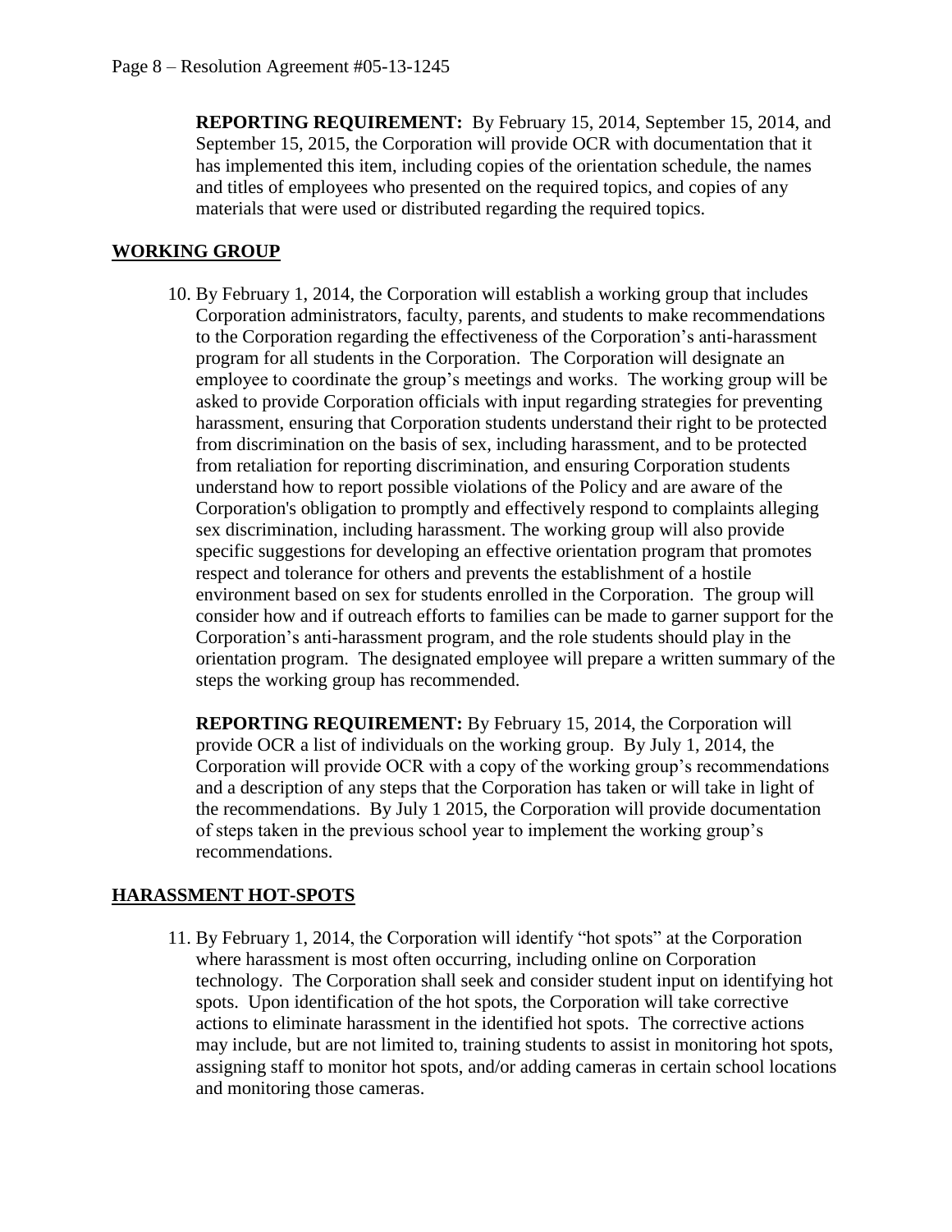**REPORTING REQUIREMENT:** By February 15, 2014, September 15, 2014, and September 15, 2015, the Corporation will provide OCR with documentation that it has implemented this item, including copies of the orientation schedule, the names and titles of employees who presented on the required topics, and copies of any materials that were used or distributed regarding the required topics.

## WORKING GROUP

10. By February 1, 2014, the Corporation will establish a working group that includes Corporation administrators, faculty, parents, and students to make recommendations to the Corporation regarding the effectiveness of the Corporation's anti-harassment program for all students in the Corporation. The Corporation will designate an employee to coordinate the group's meetings and works. The working group will be asked to provide Corporation officials with input regarding strategies for preventing harassment, ensuring that Corporation students understand their right to be protected from discrimination on the basis of sex, including harassment, and to be protected from retaliation for reporting discrimination, and ensuring Corporation students understand how to report possible violations of the Policy and are aware of the Corporation's obligation to promptly and effectively respond to complaints alleging sex discrimination, including harassment. The working group will also provide specific suggestions for developing an effective orientation program that promotes respect and tolerance for others and prevents the establishment of a hostile environment based on sex for students enrolled in the Corporation. The group will consider how and if outreach efforts to families can be made to garner support for the Corporation's anti-harassment program, and the role students should play in the orientation program. The designated employee will prepare a written summary of the steps the working group has recommended.

    **REPORTING REQUIREMENT:** By February 15, 2014, the Corporation will provide OCR a list of individuals on the working group. By July 1, 2014, the Corporation will provide OCR with a copy of the working group's recommendations and a description of any steps that the Corporation has taken or will take in light of the recommendations. By July 1 2015, the Corporation will provide documentation of steps taken in the previous school year to implement the working group's recommendations.

## HARASSMENT HOT-SPOTS

11. By February 1, 2014, the Corporation will identify "hot spots" at the Corporation where harassment is most often occurring, including online on Corporation technology. The Corporation shall seek and consider student input on identifying hot spots. Upon identification of the hot spots, the Corporation will take corrective actions to eliminate harassment in the identified hot spots. The corrective actions may include, but are not limited to, training students to assist in monitoring hot spots, assigning staff to monitor hot spots, and/or adding cameras in certain school locations and monitoring those cameras.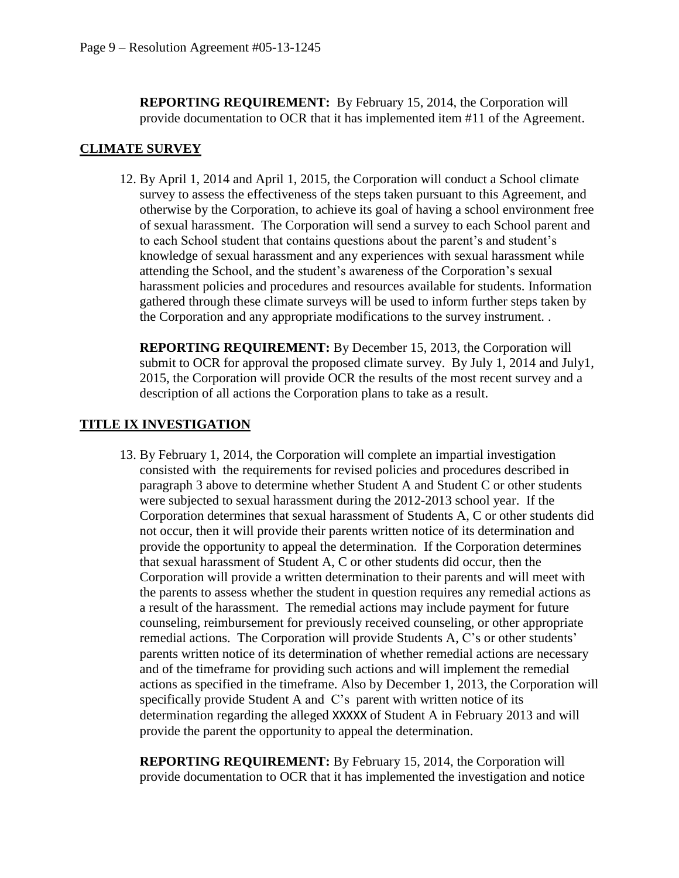**REPORTING REQUIREMENT:** By February 15, 2014, the Corporation will provide documentation to OCR that it has implemented item #11 of the Agreement.

## CLIMATE SURVEY

12. By April 1, 2014 and April 1, 2015, the Corporation will conduct a School climate survey to assess the effectiveness of the steps taken pursuant to this Agreement, and otherwise by the Corporation, to achieve its goal of having a school environment free of sexual harassment. The Corporation will send a survey to each School parent and to each School student that contains questions about the parent's and student's knowledge of sexual harassment and any experiences with sexual harassment while attending the School, and the student's awareness of the Corporation's sexual harassment policies and procedures and resources available for students. Information gathered through these climate surveys will be used to inform further steps taken by the Corporation and any appropriate modifications to the survey instrument. .

    **REPORTING REQUIREMENT:** By December 15, 2013, the Corporation will submit to OCR for approval the proposed climate survey. By July 1, 2014 and July1, 2015, the Corporation will provide OCR the results of the most recent survey and a description of all actions the Corporation plans to take as a result.

## TITLE IX INVESTIGATION

13. By February 1, 2014, the Corporation will complete an impartial investigation consisted with the requirements for revised policies and procedures described in paragraph 3 above to determine whether Student A and Student C or other students were subjected to sexual harassment during the 2012-2013 school year. If the Corporation determines that sexual harassment of Students A, C or other students did not occur, then it will provide their parents written notice of its determination and provide the opportunity to appeal the determination. If the Corporation determines that sexual harassment of Student A, C or other students did occur, then the Corporation will provide a written determination to their parents and will meet with the parents to assess whether the student in question requires any remedial actions as a result of the harassment. The remedial actions may include payment for future counseling, reimbursement for previously received counseling, or other appropriate remedial actions. The Corporation will provide Students A, C's or other students' parents written notice of its determination of whether remedial actions are necessary and of the timeframe for providing such actions and will implement the remedial actions as specified in the timeframe. Also by December 1, 2013, the Corporation will specifically provide Student A and C's parent with written notice of its determination regarding the alleged XXXXX of Student A in February 2013 and will provide the parent the opportunity to appeal the determination.

    **REPORTING REQUIREMENT:** By February 15, 2014, the Corporation will provide documentation to OCR that it has implemented the investigation and notice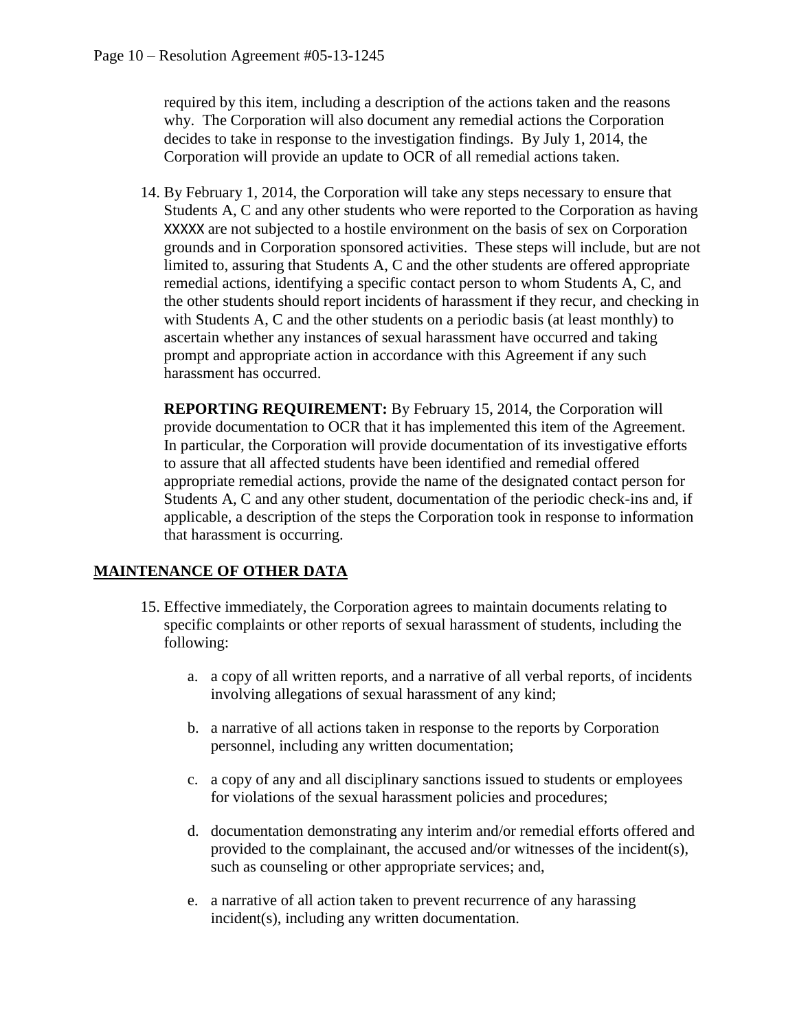required by this item, including a description of the actions taken and the reasons why. The Corporation will also document any remedial actions the Corporation decides to take in response to the investigation findings. By July 1, 2014, the Corporation will provide an update to OCR of all remedial actions taken.

14. By February 1, 2014, the Corporation will take any steps necessary to ensure that Students A, C and any other students who were reported to the Corporation as having XXXXX are not subjected to a hostile environment on the basis of sex on Corporation grounds and in Corporation sponsored activities. These steps will include, but are not limited to, assuring that Students A, C and the other students are offered appropriate remedial actions, identifying a specific contact person to whom Students A, C, and the other students should report incidents of harassment if they recur, and checking in with Students A, C and the other students on a periodic basis (at least monthly) to ascertain whether any instances of sexual harassment have occurred and taking prompt and appropriate action in accordance with this Agreement if any such harassment has occurred.

    **REPORTING REQUIREMENT:** By February 15, 2014, the Corporation will provide documentation to OCR that it has implemented this item of the Agreement. In particular, the Corporation will provide documentation of its investigative efforts to assure that all affected students have been identified and remedial offered appropriate remedial actions, provide the name of the designated contact person for Students A, C and any other student, documentation of the periodic check-ins and, if applicable, a description of the steps the Corporation took in response to information that harassment is occurring.

## MAINTENANCE OF OTHER DATA

15. Effective immediately, the Corporation agrees to maintain documents relating to specific complaints or other reports of sexual harassment of students, including the following:

    a. a copy of all written reports, and a narrative of all verbal reports, of incidents involving allegations of sexual harassment of any kind;

    b. a narrative of all actions taken in response to the reports by Corporation personnel, including any written documentation;

    c. a copy of any and all disciplinary sanctions issued to students or employees for violations of the sexual harassment policies and procedures;

    d. documentation demonstrating any interim and/or remedial efforts offered and provided to the complainant, the accused and/or witnesses of the incident(s), such as counseling or other appropriate services; and,

    e. a narrative of all action taken to prevent recurrence of any harassing incident(s), including any written documentation.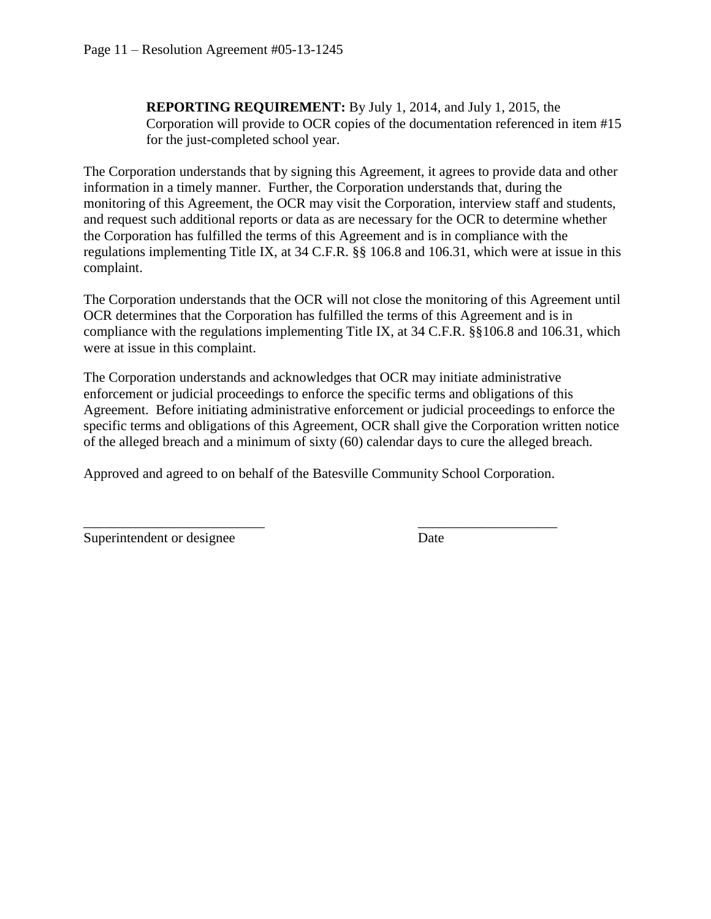**REPORTING REQUIREMENT:** By July 1, 2014, and July 1, 2015, the Corporation will provide to OCR copies of the documentation referenced in item #15 for the just-completed school year.

The Corporation understands that by signing this Agreement, it agrees to provide data and other information in a timely manner. Further, the Corporation understands that, during the monitoring of this Agreement, the OCR may visit the Corporation, interview staff and students, and request such additional reports or data as are necessary for the OCR to determine whether the Corporation has fulfilled the terms of this Agreement and is in compliance with the regulations implementing Title IX, at 34 C.F.R. §§ 106.8 and 106.31, which were at issue in this complaint.

The Corporation understands that the OCR will not close the monitoring of this Agreement until OCR determines that the Corporation has fulfilled the terms of this Agreement and is in compliance with the regulations implementing Title IX, at 34 C.F.R. §§106.8 and 106.31, which were at issue in this complaint.

The Corporation understands and acknowledges that OCR may initiate administrative enforcement or judicial proceedings to enforce the specific terms and obligations of this Agreement. Before initiating administrative enforcement or judicial proceedings to enforce the specific terms and obligations of this Agreement, OCR shall give the Corporation written notice of the alleged breach and a minimum of sixty (60) calendar days to cure the alleged breach.

Approved and agreed to on behalf of the Batesville Community School Corporation.

__________________________ ____________________

Superintendent or designee Date